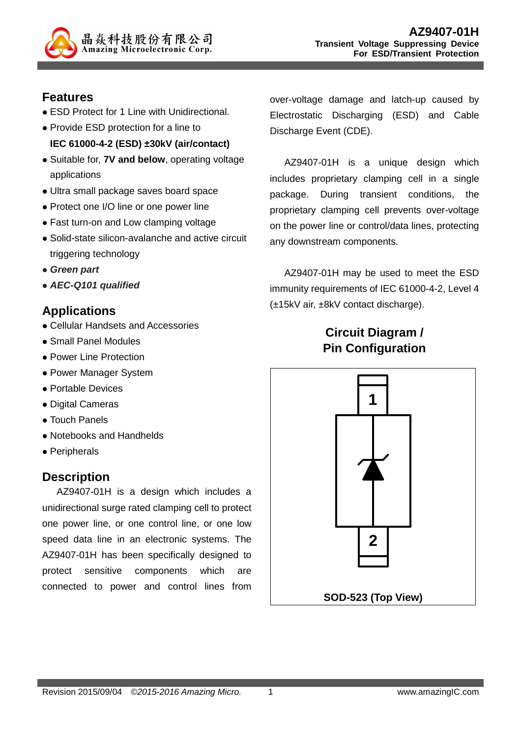# AZ9407-01H

**Transient Voltage Suppressing Device**
**For ESD/Transient Protection**

## Features

- ESD Protect for 1 Line with Unidirectional.
- Provide ESD protection for a line to **IEC 61000-4-2 (ESD) ±30kV (air/contact)**
- Suitable for, **7V and below**, operating voltage applications
- Ultra small package saves board space
- Protect one I/O line or one power line
- Fast turn-on and Low clamping voltage
- Solid-state silicon-avalanche and active circuit triggering technology
- ***Green part***
- ***AEC-Q101 qualified***

## Applications

- Cellular Handsets and Accessories
- Small Panel Modules
- Power Line Protection
- Power Manager System
- Portable Devices
- Digital Cameras
- Touch Panels
- Notebooks and Handhelds
- Peripherals

## Description

AZ9407-01H is a design which includes a unidirectional surge rated clamping cell to protect one power line, or one control line, or one low speed data line in an electronic systems. The AZ9407-01H has been specifically designed to protect sensitive components which are connected to power and control lines from over-voltage damage and latch-up caused by Electrostatic Discharging (ESD) and Cable Discharge Event (CDE).

AZ9407-01H is a unique design which includes proprietary clamping cell in a single package. During transient conditions, the proprietary clamping cell prevents over-voltage on the power line or control/data lines, protecting any downstream components.

AZ9407-01H may be used to meet the ESD immunity requirements of IEC 61000-4-2, Level 4 (±15kV air, ±8kV contact discharge).

## Circuit Diagram / Pin Configuration

1

2

SOD-523 (Top View)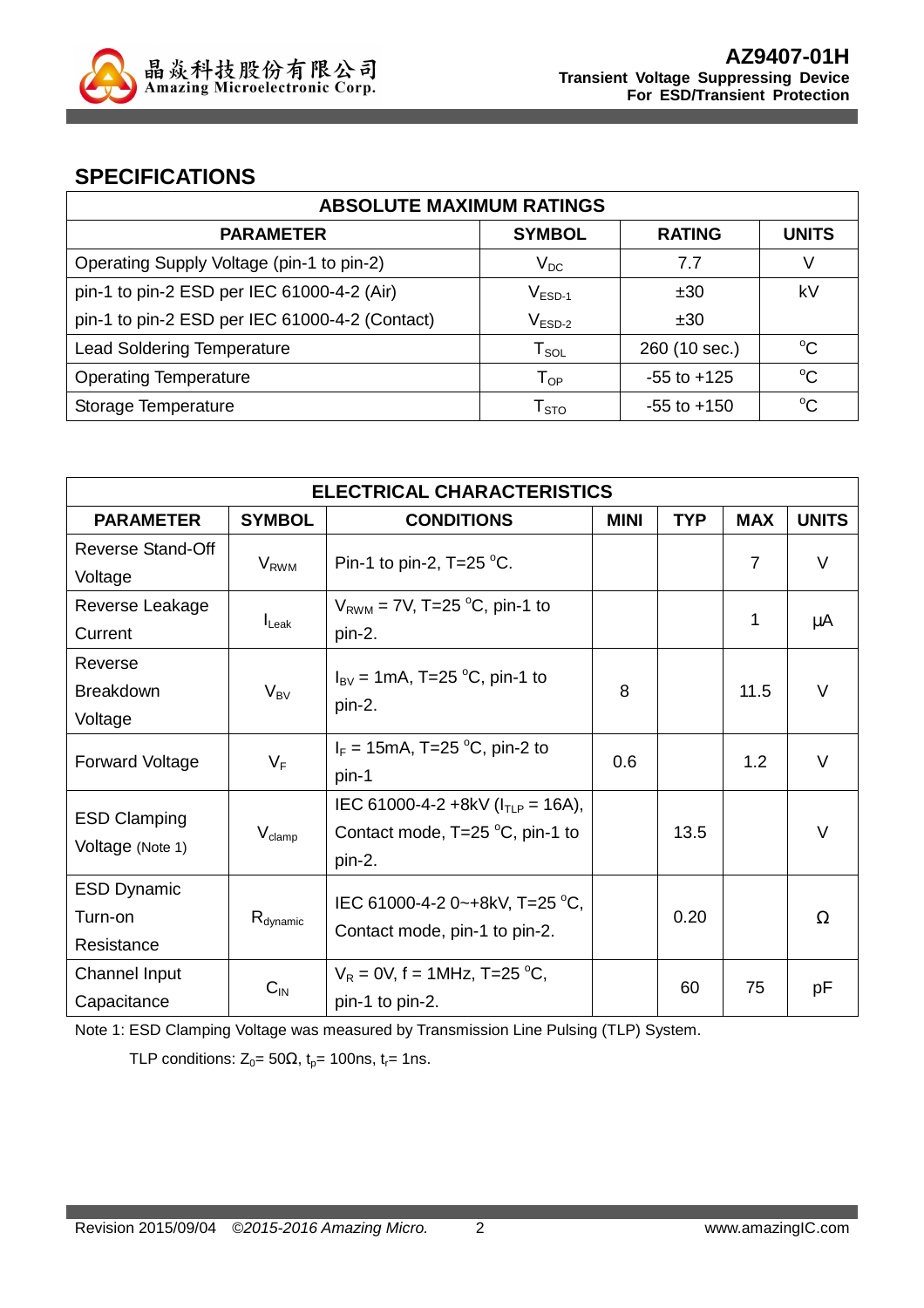## SPECIFICATIONS

| ABSOLUTE MAXIMUM RATINGS | | | |
|---|---|---|---|
| **PARAMETER** | **SYMBOL** | **RATING** | **UNITS** |
| Operating Supply Voltage (pin-1 to pin-2) | $V_{DC}$ | 7.7 | V |
| pin-1 to pin-2 ESD per IEC 61000-4-2 (Air) | $V_{ESD-1}$ | ±30 | kV |
| pin-1 to pin-2 ESD per IEC 61000-4-2 (Contact) | $V_{ESD-2}$ | ±30 | |
| Lead Soldering Temperature | $T_{SOL}$ | 260 (10 sec.) | °C |
| Operating Temperature | $T_{OP}$ | -55 to +125 | °C |
| Storage Temperature | $T_{STO}$ | -55 to +150 | °C |

| ELECTRICAL CHARACTERISTICS | | | | | | |
|---|---|---|---|---|---|---|
| **PARAMETER** | **SYMBOL** | **CONDITIONS** | **MINI** | **TYP** | **MAX** | **UNITS** |
| Reverse Stand-Off Voltage | $V_{RWM}$ | Pin-1 to pin-2, T=25 °C. | | | 7 | V |
| Reverse Leakage Current | $I_{Leak}$ | $V_{RWM}$ = 7V, T=25 °C, pin-1 to pin-2. | | | 1 | μA |
| Reverse Breakdown Voltage | $V_{BV}$ | $I_{BV}$ = 1mA, T=25 °C, pin-1 to pin-2. | 8 | | 11.5 | V |
| Forward Voltage | $V_F$ | $I_F$ = 15mA, T=25 °C, pin-2 to pin-1 | 0.6 | | 1.2 | V |
| ESD Clamping Voltage (Note 1) | $V_{clamp}$ | IEC 61000-4-2 +8kV ($I_{TLP}$ = 16A), Contact mode, T=25 °C, pin-1 to pin-2. | | 13.5 | | V |
| ESD Dynamic Turn-on Resistance | $R_{dynamic}$ | IEC 61000-4-2 0~+8kV, T=25 °C, Contact mode, pin-1 to pin-2. | | 0.20 | | Ω |
| Channel Input Capacitance | $C_{IN}$ | $V_R$ = 0V, f = 1MHz, T=25 °C, pin-1 to pin-2. | | 60 | 75 | pF |

Note 1: ESD Clamping Voltage was measured by Transmission Line Pulsing (TLP) System.

TLP conditions: $Z_0$= 50Ω, $t_p$= 100ns, $t_r$= 1ns.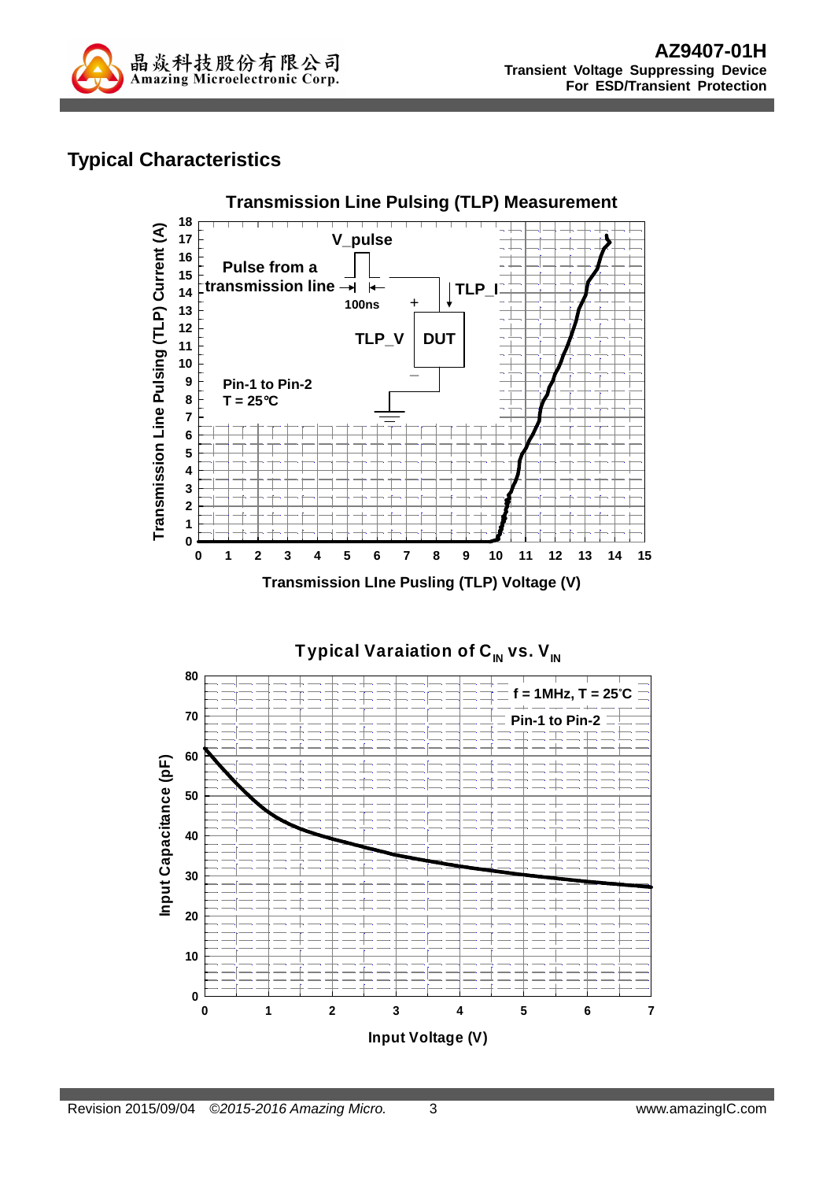## Typical Characteristics

**Transmission Line Pulsing (TLP) Measurement**

V_pulse

Pulse from a transmission line

100ns

TLP_I

TLP_V

DUT

Pin-1 to Pin-2

T = 25℃

Transmission Line Pulsing (TLP) Current (A)

Transmission LIne Pusling (TLP) Voltage (V)

**Typical Varaiation of $C_{IN}$ vs. $V_{IN}$**

f = 1MHz, T = 25°C

Pin-1 to Pin-2

Input Capacitance (pF)

Input Voltage (V)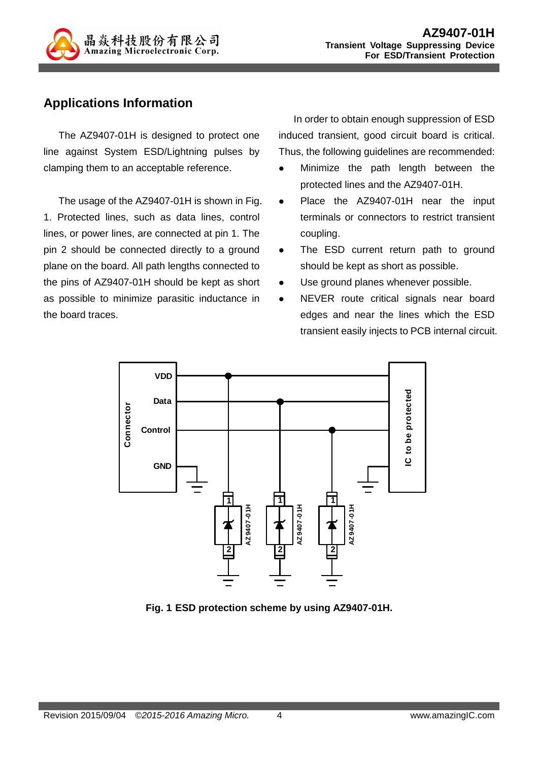## Applications Information

The AZ9407-01H is designed to protect one line against System ESD/Lightning pulses by clamping them to an acceptable reference.

The usage of the AZ9407-01H is shown in Fig. 1. Protected lines, such as data lines, control lines, or power lines, are connected at pin 1. The pin 2 should be connected directly to a ground plane on the board. All path lengths connected to the pins of AZ9407-01H should be kept as short as possible to minimize parasitic inductance in the board traces.

In order to obtain enough suppression of ESD induced transient, good circuit board is critical. Thus, the following guidelines are recommended:

- Minimize the path length between the protected lines and the AZ9407-01H.
- Place the AZ9407-01H near the input terminals or connectors to restrict transient coupling.
- The ESD current return path to ground should be kept as short as possible.
- Use ground planes whenever possible.
- NEVER route critical signals near board edges and near the lines which the ESD transient easily injects to PCB internal circuit.

**Fig. 1 ESD protection scheme by using AZ9407-01H.**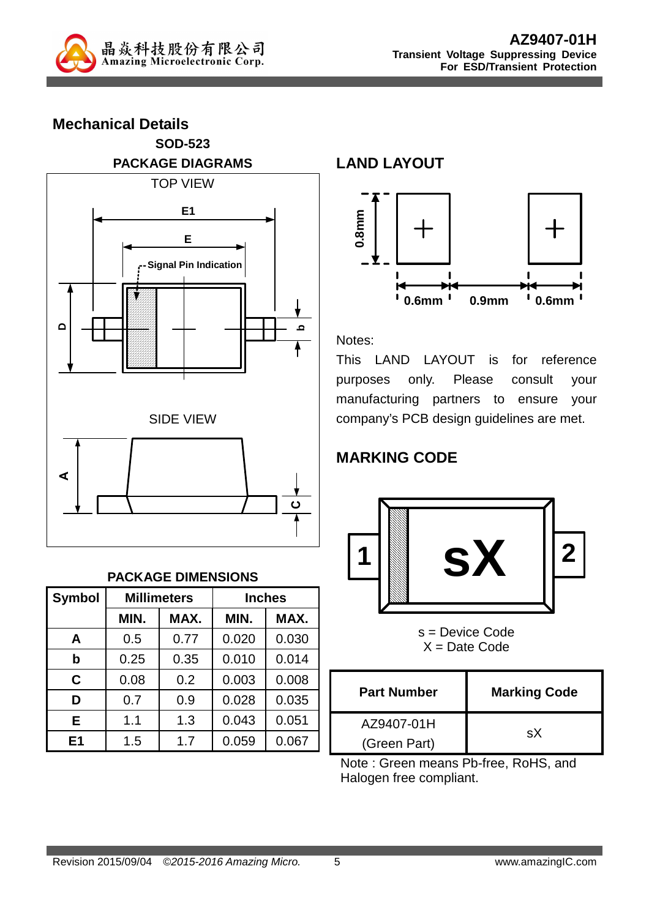## Mechanical Details

### SOD-523

**PACKAGE DIAGRAMS**

TOP VIEW

E1

E

Signal Pin Indication

D

b

SIDE VIEW

A

C

**PACKAGE DIMENSIONS**

| Symbol | Millimeters | | Inches | |
|---|---|---|---|---|
| | MIN. | MAX. | MIN. | MAX. |
| A | 0.5 | 0.77 | 0.020 | 0.030 |
| b | 0.25 | 0.35 | 0.010 | 0.014 |
| C | 0.08 | 0.2 | 0.003 | 0.008 |
| D | 0.7 | 0.9 | 0.028 | 0.035 |
| E | 1.1 | 1.3 | 0.043 | 0.051 |
| E1 | 1.5 | 1.7 | 0.059 | 0.067 |

### LAND LAYOUT

0.8mm

0.6mm  0.9mm  0.6mm

Notes:

This LAND LAYOUT is for reference purposes only. Please consult your manufacturing partners to ensure your company's PCB design guidelines are met.

### MARKING CODE

1  sX  2

s = Device Code
X = Date Code

| Part Number | Marking Code |
|---|---|
| AZ9407-01H (Green Part) | sX |

Note : Green means Pb-free, RoHS, and Halogen free compliant.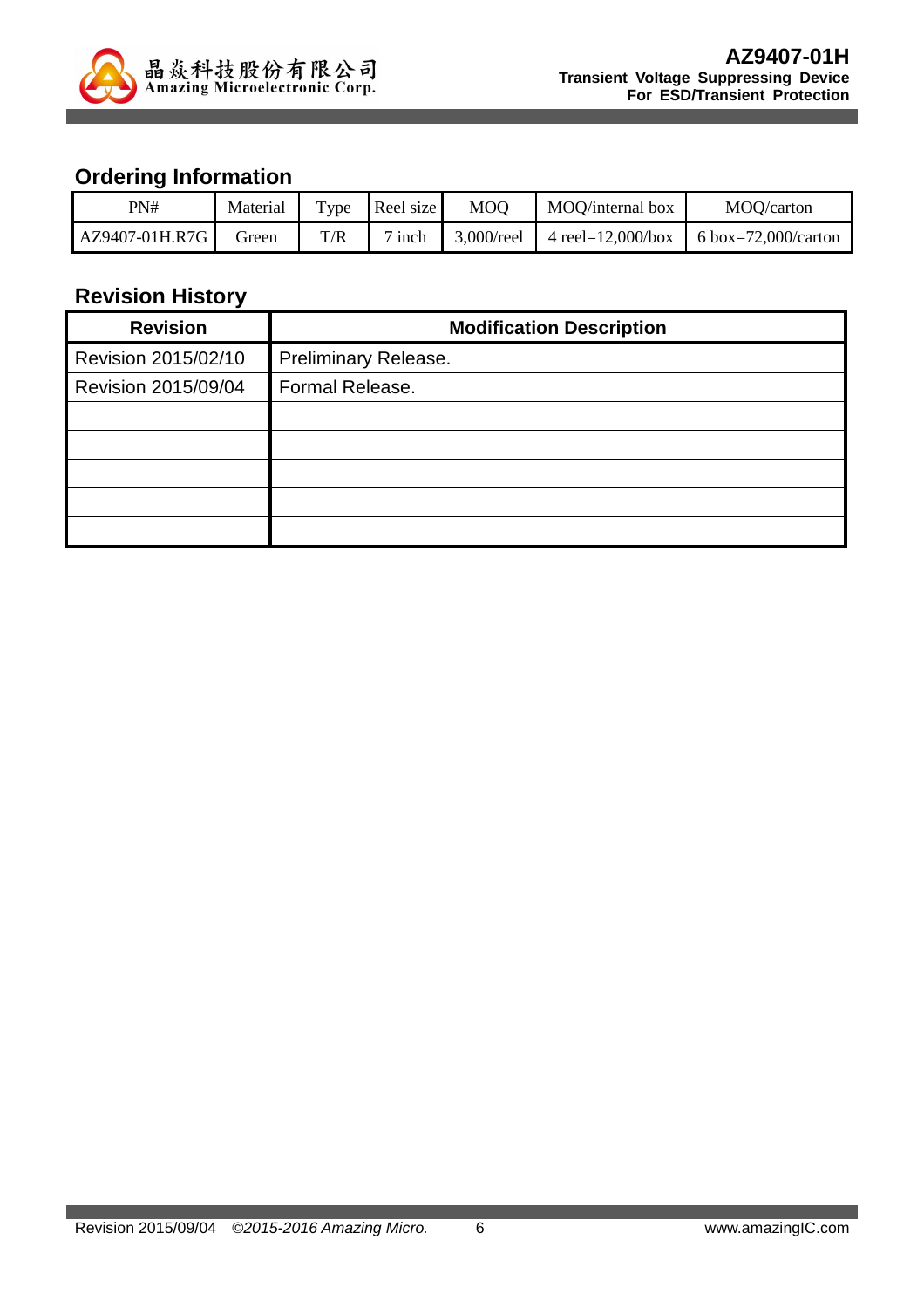## Ordering Information

| PN# | Material | Type | Reel size | MOQ | MOQ/internal box | MOQ/carton |
|---|---|---|---|---|---|---|
| AZ9407-01H.R7G | Green | T/R | 7 inch | 3,000/reel | 4 reel=12,000/box | 6 box=72,000/carton |

## Revision History

| Revision | Modification Description |
|---|---|
| Revision 2015/02/10 | Preliminary Release. |
| Revision 2015/09/04 | Formal Release. |
| | |
| | |
| | |
| | |
| | |